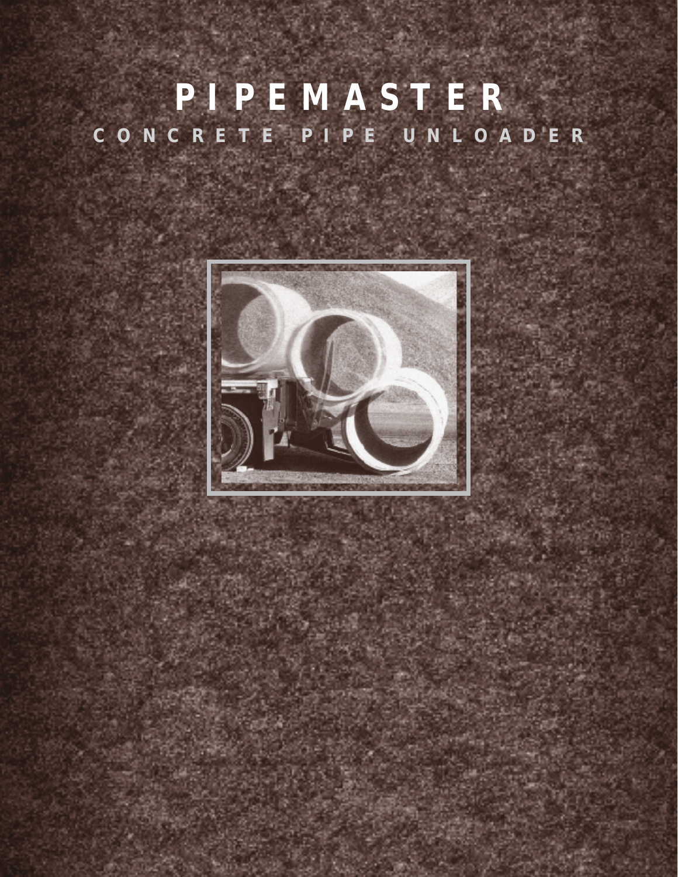# PIPEMASTER

## CONCRETE PIPE UNLOADER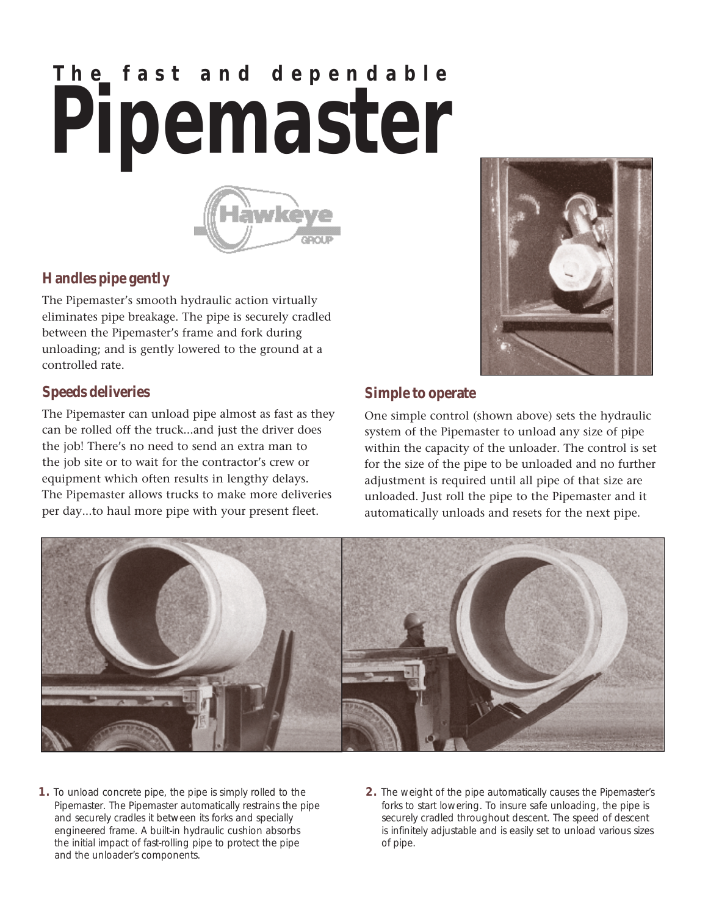# The fast and dependable Pipemaster

### Handles pipe gently

The Pipemaster's smooth hydraulic action virtually eliminates pipe breakage. The pipe is securely cradled between the Pipemaster's frame and fork during unloading; and is gently lowered to the ground at a controlled rate.

### Speeds deliveries

The Pipemaster can unload pipe almost as fast as they can be rolled off the truck...and just the driver does the job! There's no need to send an extra man to the job site or to wait for the contractor's crew or equipment which often results in lengthy delays. The Pipemaster allows trucks to make more deliveries per day...to haul more pipe with your present fleet.

### Simple to operate

One simple control (shown above) sets the hydraulic system of the Pipemaster to unload any size of pipe within the capacity of the unloader. The control is set for the size of the pipe to be unloaded and no further adjustment is required until all pipe of that size are unloaded. Just roll the pipe to the Pipemaster and it automatically unloads and resets for the next pipe.

**1.** To unload concrete pipe, the pipe is simply rolled to the Pipemaster. The Pipemaster automatically restrains the pipe and securely cradles it between its forks and specially engineered frame. A built-in hydraulic cushion absorbs the initial impact of fast-rolling pipe to protect the pipe and the unloader's components.

**2.** The weight of the pipe automatically causes the Pipemaster's forks to start lowering. To insure safe unloading, the pipe is securely cradled throughout descent. The speed of descent is infinitely adjustable and is easily set to unload various sizes of pipe.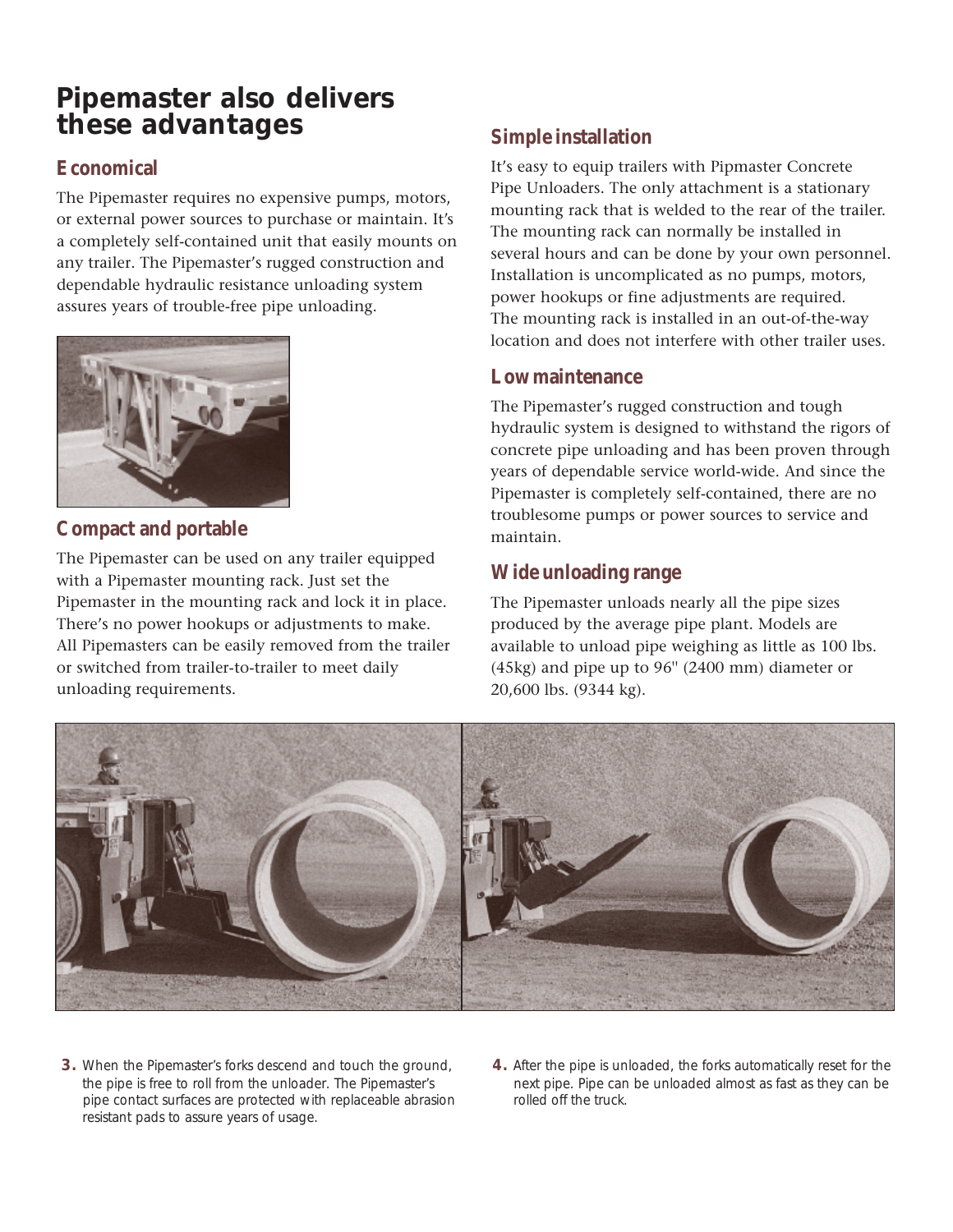# Pipemaster also delivers these advantages

## Economical

The Pipemaster requires no expensive pumps, motors, or external power sources to purchase or maintain. It's a completely self-contained unit that easily mounts on any trailer. The Pipemaster's rugged construction and dependable hydraulic resistance unloading system assures years of trouble-free pipe unloading.

## Compact and portable

The Pipemaster can be used on any trailer equipped with a Pipemaster mounting rack. Just set the Pipemaster in the mounting rack and lock it in place. There's no power hookups or adjustments to make. All Pipemasters can be easily removed from the trailer or switched from trailer-to-trailer to meet daily unloading requirements.

## Simple installation

It's easy to equip trailers with Pipmaster Concrete Pipe Unloaders. The only attachment is a stationary mounting rack that is welded to the rear of the trailer. The mounting rack can normally be installed in several hours and can be done by your own personnel. Installation is uncomplicated as no pumps, motors, power hookups or fine adjustments are required. The mounting rack is installed in an out-of-the-way location and does not interfere with other trailer uses.

## Low maintenance

The Pipemaster's rugged construction and tough hydraulic system is designed to withstand the rigors of concrete pipe unloading and has been proven through years of dependable service world-wide. And since the Pipemaster is completely self-contained, there are no troublesome pumps or power sources to service and maintain.

## Wide unloading range

The Pipemaster unloads nearly all the pipe sizes produced by the average pipe plant. Models are available to unload pipe weighing as little as 100 lbs. (45kg) and pipe up to 96" (2400 mm) diameter or 20,600 lbs. (9344 kg).

**3.** When the Pipemaster's forks descend and touch the ground, the pipe is free to roll from the unloader. The Pipemaster's pipe contact surfaces are protected with replaceable abrasion resistant pads to assure years of usage.

**4.** After the pipe is unloaded, the forks automatically reset for the next pipe. Pipe can be unloaded almost as fast as they can be rolled off the truck.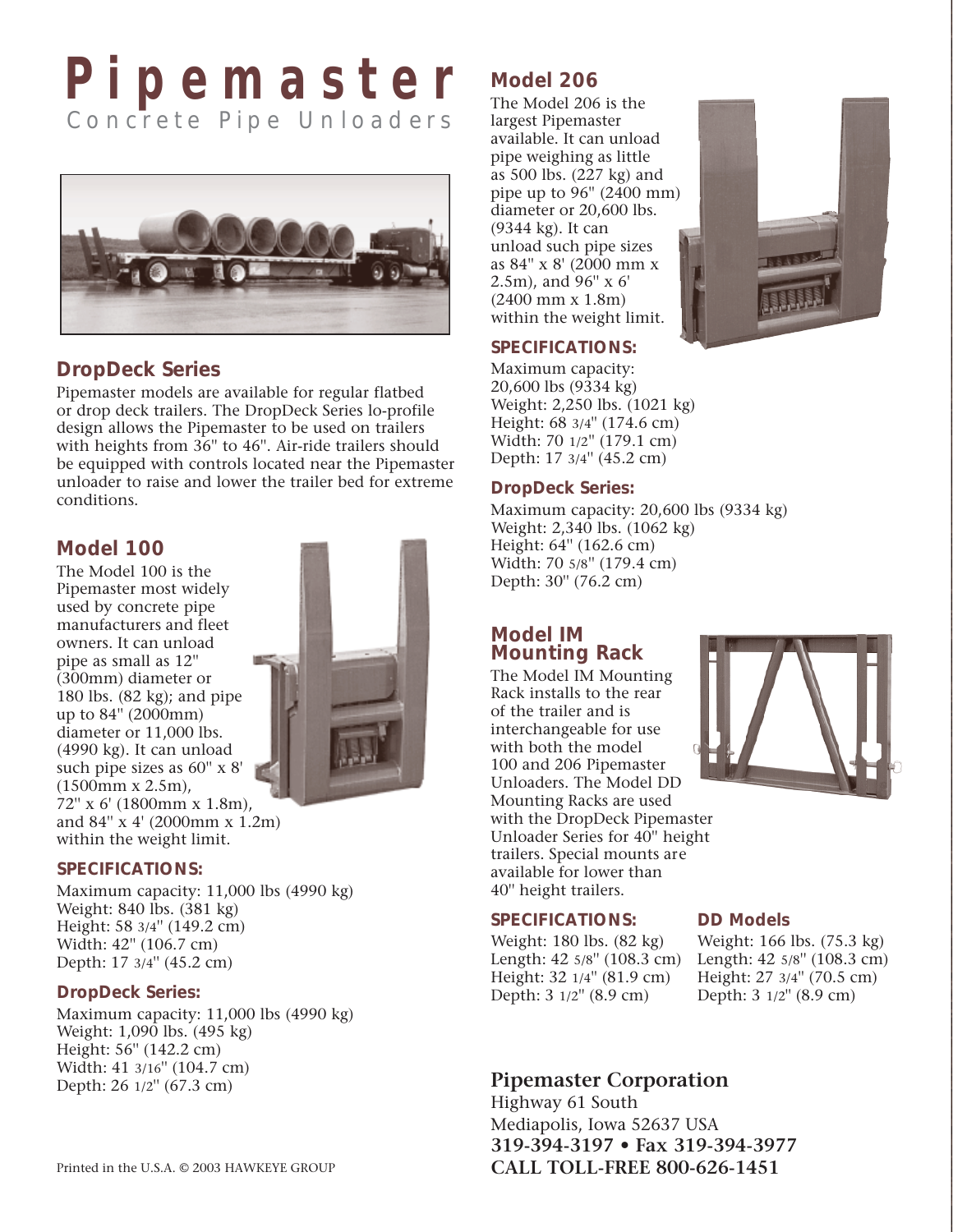# Pipemaster

Concrete Pipe Unloaders

## DropDeck Series

Pipemaster models are available for regular flatbed or drop deck trailers. The DropDeck Series lo-profile design allows the Pipemaster to be used on trailers with heights from 36" to 46". Air-ride trailers should be equipped with controls located near the Pipemaster unloader to raise and lower the trailer bed for extreme conditions.

## Model 100

The Model 100 is the Pipemaster most widely used by concrete pipe manufacturers and fleet owners. It can unload pipe as small as 12" (300mm) diameter or 180 lbs. (82 kg); and pipe up to 84" (2000mm) diameter or 11,000 lbs. (4990 kg). It can unload such pipe sizes as 60" x 8' (1500mm x 2.5m), 72" x 6' (1800mm x 1.8m), and 84" x 4' (2000mm x 1.2m) within the weight limit.

### SPECIFICATIONS:

Maximum capacity: 11,000 lbs (4990 kg)
Weight: 840 lbs. (381 kg)
Height: 58 3/4" (149.2 cm)
Width: 42" (106.7 cm)
Depth: 17 3/4" (45.2 cm)

### DropDeck Series:

Maximum capacity: 11,000 lbs (4990 kg)
Weight: 1,090 lbs. (495 kg)
Height: 56" (142.2 cm)
Width: 41 3/16" (104.7 cm)
Depth: 26 1/2" (67.3 cm)

## Model 206

The Model 206 is the largest Pipemaster available. It can unload pipe weighing as little as 500 lbs. (227 kg) and pipe up to 96" (2400 mm) diameter or 20,600 lbs. (9344 kg). It can unload such pipe sizes as 84" x 8' (2000 mm x 2.5m), and 96" x 6' (2400 mm x 1.8m) within the weight limit.

### SPECIFICATIONS:

Maximum capacity: 20,600 lbs (9334 kg)
Weight: 2,250 lbs. (1021 kg)
Height: 68 3/4" (174.6 cm)
Width: 70 1/2" (179.1 cm)
Depth: 17 3/4" (45.2 cm)

### DropDeck Series:

Maximum capacity: 20,600 lbs (9334 kg)
Weight: 2,340 lbs. (1062 kg)
Height: 64" (162.6 cm)
Width: 70 5/8" (179.4 cm)
Depth: 30" (76.2 cm)

## Model IM Mounting Rack

The Model IM Mounting Rack installs to the rear of the trailer and is interchangeable for use with both the model 100 and 206 Pipemaster Unloaders. The Model DD Mounting Racks are used with the DropDeck Pipemaster Unloader Series for 40" height trailers. Special mounts are available for lower than 40" height trailers.

### SPECIFICATIONS:

Weight: 180 lbs. (82 kg)
Length: 42 5/8" (108.3 cm)
Height: 32 1/4" (81.9 cm)
Depth: 3 1/2" (8.9 cm)

### DD Models

Weight: 166 lbs. (75.3 kg)
Length: 42 5/8" (108.3 cm)
Height: 27 3/4" (70.5 cm)
Depth: 3 1/2" (8.9 cm)

**Pipemaster Corporation**
Highway 61 South
Mediapolis, Iowa 52637 USA
**319-394-3197 • Fax 319-394-3977**
**CALL TOLL-FREE 800-626-1451**

Printed in the U.S.A. © 2003 HAWKEYE GROUP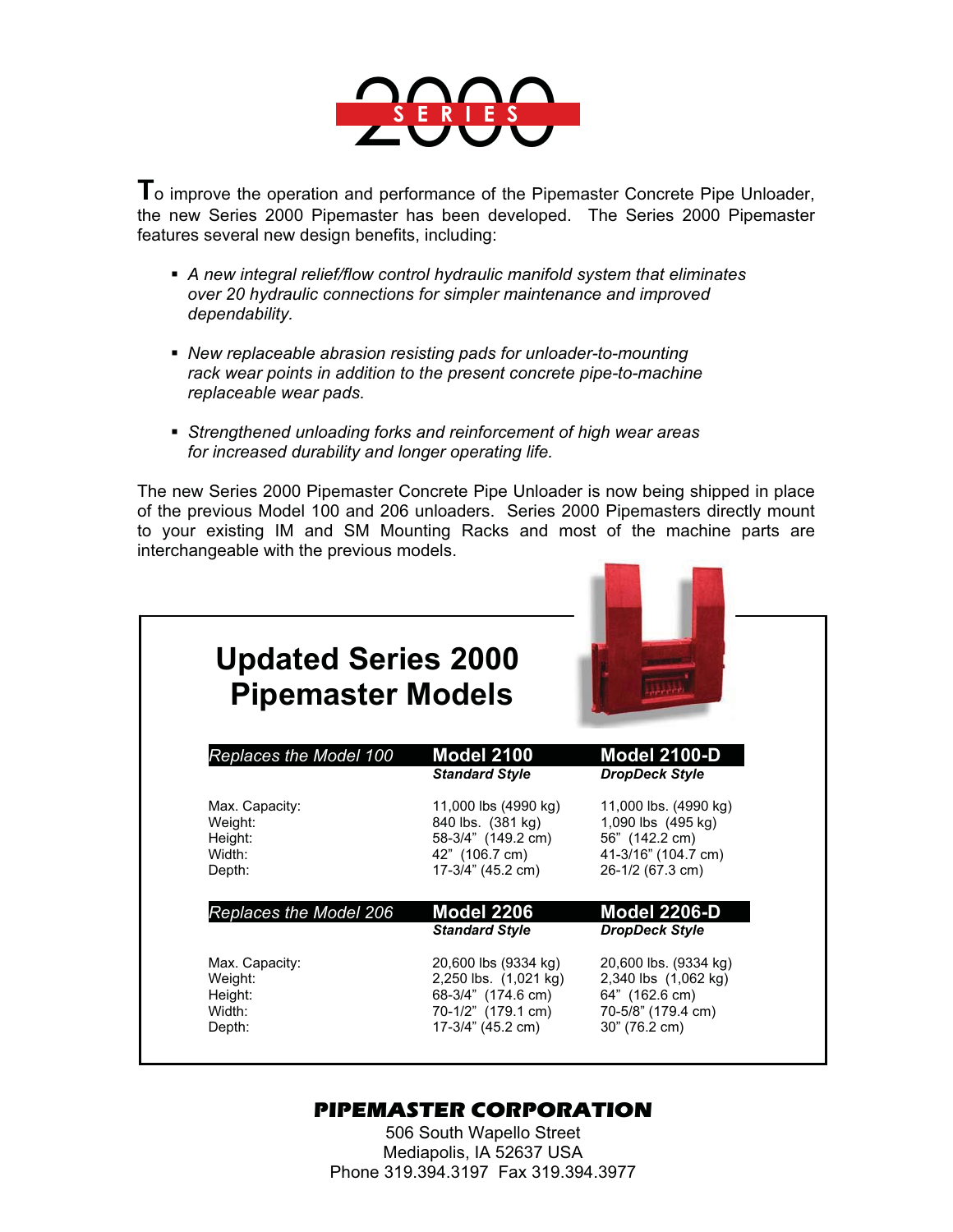# 2000 SERIES

**T**o improve the operation and performance of the Pipemaster Concrete Pipe Unloader, the new Series 2000 Pipemaster has been developed. The Series 2000 Pipemaster features several new design benefits, including:

- *A new integral relief/flow control hydraulic manifold system that eliminates over 20 hydraulic connections for simpler maintenance and improved dependability.*
- *New replaceable abrasion resisting pads for unloader-to-mounting rack wear points in addition to the present concrete pipe-to-machine replaceable wear pads.*
- *Strengthened unloading forks and reinforcement of high wear areas for increased durability and longer operating life.*

The new Series 2000 Pipemaster Concrete Pipe Unloader is now being shipped in place of the previous Model 100 and 206 unloaders. Series 2000 Pipemasters directly mount to your existing IM and SM Mounting Racks and most of the machine parts are interchangeable with the previous models.

## Updated Series 2000 Pipemaster Models

| *Replaces the Model 100* | **Model 2100** *Standard Style* | **Model 2100-D** *DropDeck Style* |
|---|---|---|
| Max. Capacity: | 11,000 lbs (4990 kg) | 11,000 lbs. (4990 kg) |
| Weight: | 840 lbs. (381 kg) | 1,090 lbs (495 kg) |
| Height: | 58-3/4" (149.2 cm) | 56" (142.2 cm) |
| Width: | 42" (106.7 cm) | 41-3/16" (104.7 cm) |
| Depth: | 17-3/4" (45.2 cm) | 26-1/2 (67.3 cm) |

| *Replaces the Model 206* | **Model 2206** *Standard Style* | **Model 2206-D** *DropDeck Style* |
|---|---|---|
| Max. Capacity: | 20,600 lbs (9334 kg) | 20,600 lbs. (9334 kg) |
| Weight: | 2,250 lbs. (1,021 kg) | 2,340 lbs (1,062 kg) |
| Height: | 68-3/4" (174.6 cm) | 64" (162.6 cm) |
| Width: | 70-1/2" (179.1 cm) | 70-5/8" (179.4 cm) |
| Depth: | 17-3/4" (45.2 cm) | 30" (76.2 cm) |

**PIPEMASTER CORPORATION**
506 South Wapello Street
Mediapolis, IA 52637 USA
Phone 319.394.3197 Fax 319.394.3977